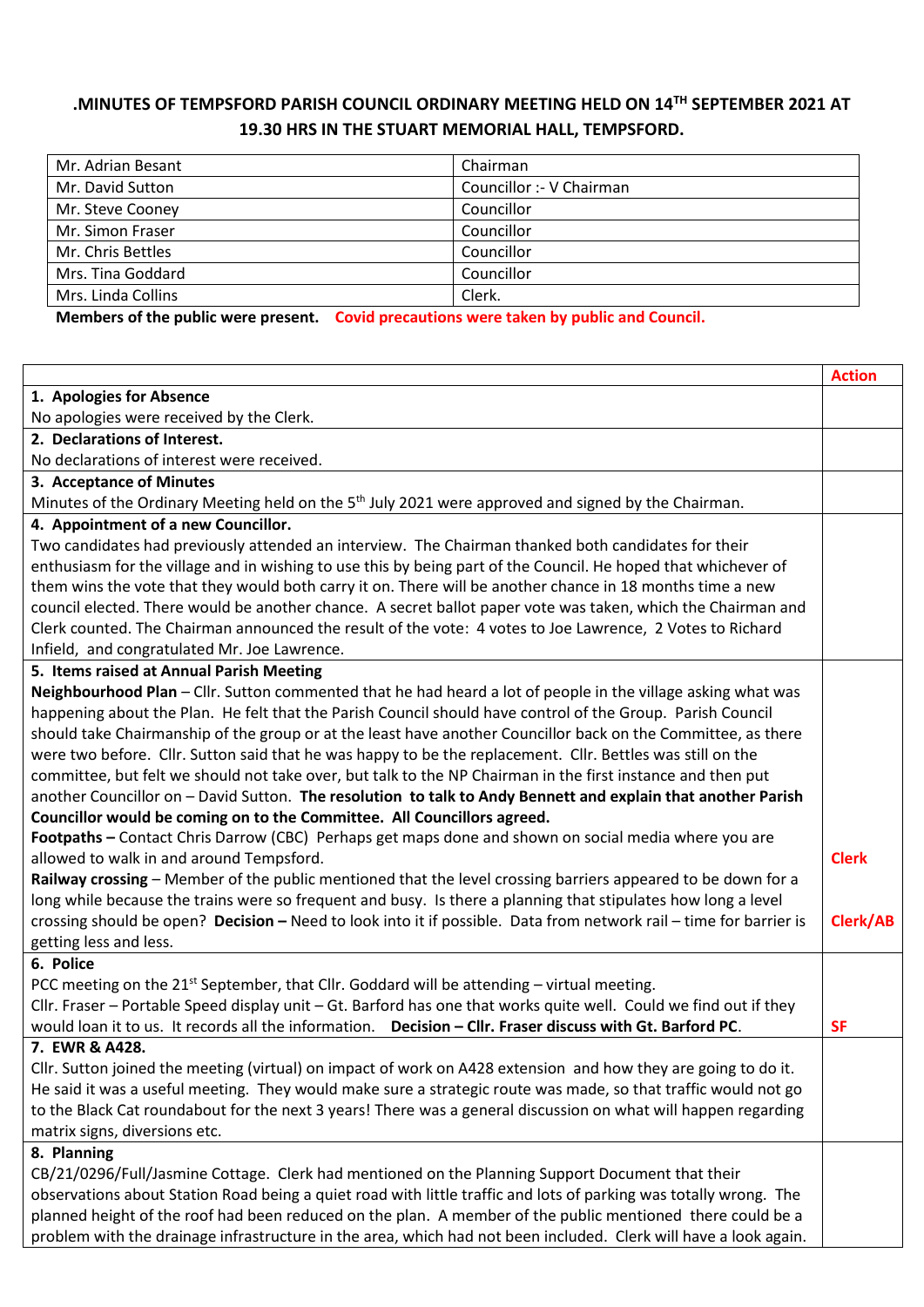# .MINUTES OF TEMPSFORD PARISH COUNCIL ORDINARY MEETING HELD ON 14TH SEPTEMBER 2021 AT 19.30 HRS IN THE STUART MEMORIAL HALL, TEMPSFORD.

| | |
|---|---|
| Mr. Adrian Besant | Chairman |
| Mr. David Sutton | Councillor :- V Chairman |
| Mr. Steve Cooney | Councillor |
| Mr. Simon Fraser | Councillor |
| Mr. Chris Bettles | Councillor |
| Mrs. Tina Goddard | Councillor |
| Mrs. Linda Collins | Clerk. |

**Members of the public were present.** **Covid precautions were taken by public and Council.**

| | Action |
|---|---|
| **1. Apologies for Absence**<br>No apologies were received by the Clerk. | |
| **2. Declarations of Interest.**<br>No declarations of interest were received. | |
| **3. Acceptance of Minutes**<br>Minutes of the Ordinary Meeting held on the 5th July 2021 were approved and signed by the Chairman. | |
| **4. Appointment of a new Councillor.**<br>Two candidates had previously attended an interview. The Chairman thanked both candidates for their enthusiasm for the village and in wishing to use this by being part of the Council. He hoped that whichever of them wins the vote that they would both carry it on. There will be another chance in 18 months time a new council elected. There would be another chance. A secret ballot paper vote was taken, which the Chairman and Clerk counted. The Chairman announced the result of the vote: 4 votes to Joe Lawrence, 2 Votes to Richard Infield, and congratulated Mr. Joe Lawrence. | |
| **5. Items raised at Annual Parish Meeting**<br>**Neighbourhood Plan** – Cllr. Sutton commented that he had heard a lot of people in the village asking what was happening about the Plan. He felt that the Parish Council should have control of the Group. Parish Council should take Chairmanship of the group or at the least have another Councillor back on the Committee, as there were two before. Cllr. Sutton said that he was happy to be the replacement. Cllr. Bettles was still on the committee, but felt we should not take over, but talk to the NP Chairman in the first instance and then put another Councillor on – David Sutton. **The resolution to talk to Andy Bennett and explain that another Parish Councillor would be coming on to the Committee. All Councillors agreed.**<br>**Footpaths –** Contact Chris Darrow (CBC) Perhaps get maps done and shown on social media where you are allowed to walk in and around Tempsford.<br>**Railway crossing** – Member of the public mentioned that the level crossing barriers appeared to be down for a long while because the trains were so frequent and busy. Is there a planning that stipulates how long a level crossing should be open? **Decision –** Need to look into it if possible. Data from network rail – time for barrier is getting less and less. | **Clerk**<br><br>**Clerk/AB** |
| **6. Police**<br>PCC meeting on the 21st September, that Cllr. Goddard will be attending – virtual meeting.<br>Cllr. Fraser – Portable Speed display unit – Gt. Barford has one that works quite well. Could we find out if they would loan it to us. It records all the information. **Decision – Cllr. Fraser discuss with Gt. Barford PC**. | **SF** |
| **7. EWR & A428.**<br>Cllr. Sutton joined the meeting (virtual) on impact of work on A428 extension and how they are going to do it. He said it was a useful meeting. They would make sure a strategic route was made, so that traffic would not go to the Black Cat roundabout for the next 3 years! There was a general discussion on what will happen regarding matrix signs, diversions etc. | |
| **8. Planning**<br>CB/21/0296/Full/Jasmine Cottage. Clerk had mentioned on the Planning Support Document that their observations about Station Road being a quiet road with little traffic and lots of parking was totally wrong. The planned height of the roof had been reduced on the plan. A member of the public mentioned there could be a problem with the drainage infrastructure in the area, which had not been included. Clerk will have a look again. | |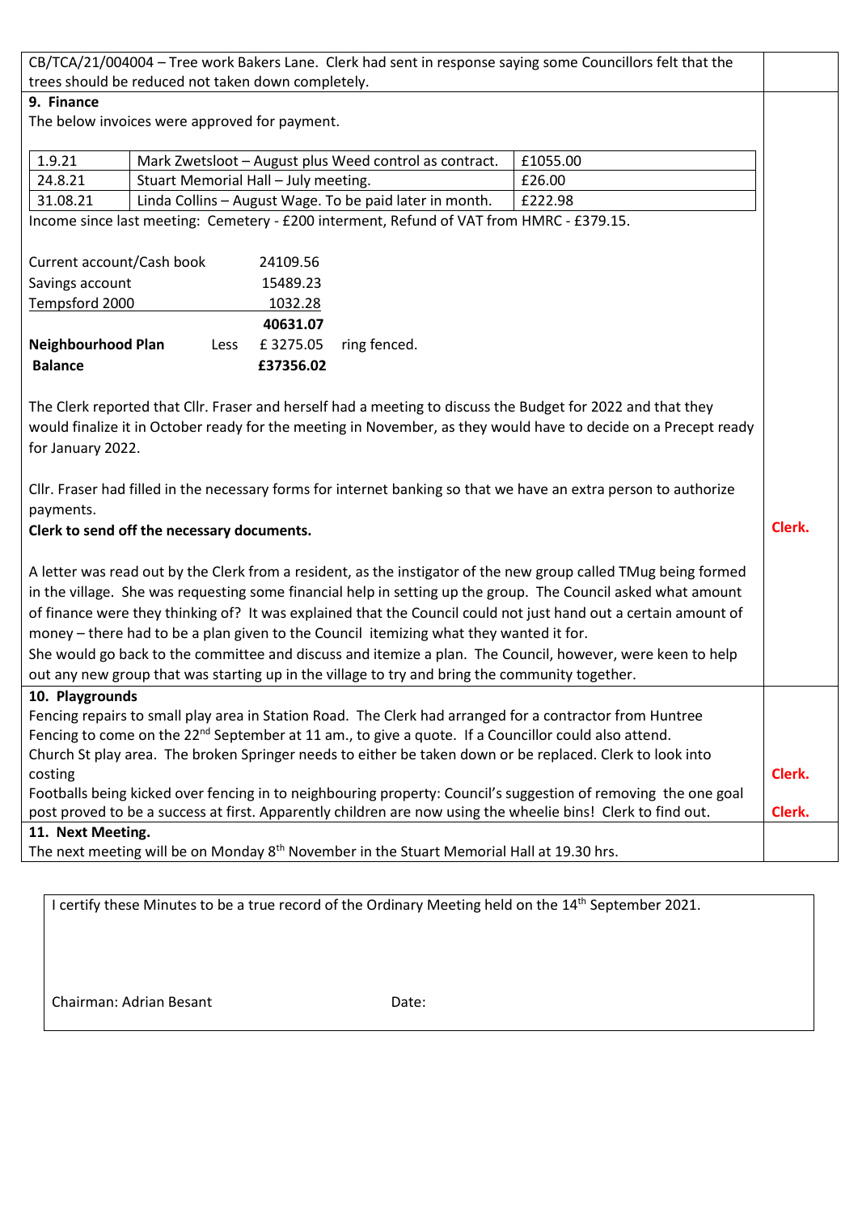CB/TCA/21/004004 – Tree work Bakers Lane. Clerk had sent in response saying some Councillors felt that the trees should be reduced not taken down completely.

**9. Finance**

The below invoices were approved for payment.

| | | |
|---|---|---|
| 1.9.21 | Mark Zwetsloot – August plus Weed control as contract. | £1055.00 |
| 24.8.21 | Stuart Memorial Hall – July meeting. | £26.00 |
| 31.08.21 | Linda Collins – August Wage. To be paid later in month. | £222.98 |

Income since last meeting: Cemetery - £200 interment, Refund of VAT from HMRC - £379.15.

| | | | |
|---|---|---|---|
| Current account/Cash book | | 24109.56 | |
| Savings account | | 15489.23 | |
| Tempsford 2000 | | 1032.28 | |
| | | **40631.07** | |
| **Neighbourhood Plan** | Less | £ 3275.05 | ring fenced. |
| **Balance** | | **£37356.02** | |

The Clerk reported that Cllr. Fraser and herself had a meeting to discuss the Budget for 2022 and that they would finalize it in October ready for the meeting in November, as they would have to decide on a Precept ready for January 2022.

Cllr. Fraser had filled in the necessary forms for internet banking so that we have an extra person to authorize payments.

**Clerk to send off the necessary documents.** **Clerk.**

A letter was read out by the Clerk from a resident, as the instigator of the new group called TMug being formed in the village. She was requesting some financial help in setting up the group. The Council asked what amount of finance were they thinking of? It was explained that the Council could not just hand out a certain amount of money – there had to be a plan given to the Council itemizing what they wanted it for.
She would go back to the committee and discuss and itemize a plan. The Council, however, were keen to help out any new group that was starting up in the village to try and bring the community together.

**10. Playgrounds**

Fencing repairs to small play area in Station Road. The Clerk had arranged for a contractor from Huntree Fencing to come on the 22nd September at 11 am., to give a quote. If a Councillor could also attend.
Church St play area. The broken Springer needs to either be taken down or be replaced. Clerk to look into costing **Clerk.**
Footballs being kicked over fencing in to neighbouring property: Council's suggestion of removing the one goal post proved to be a success at first. Apparently children are now using the wheelie bins! Clerk to find out. **Clerk.**

**11. Next Meeting.**

The next meeting will be on Monday 8th November in the Stuart Memorial Hall at 19.30 hrs.

I certify these Minutes to be a true record of the Ordinary Meeting held on the 14th September 2021.

Chairman: Adrian Besant Date: